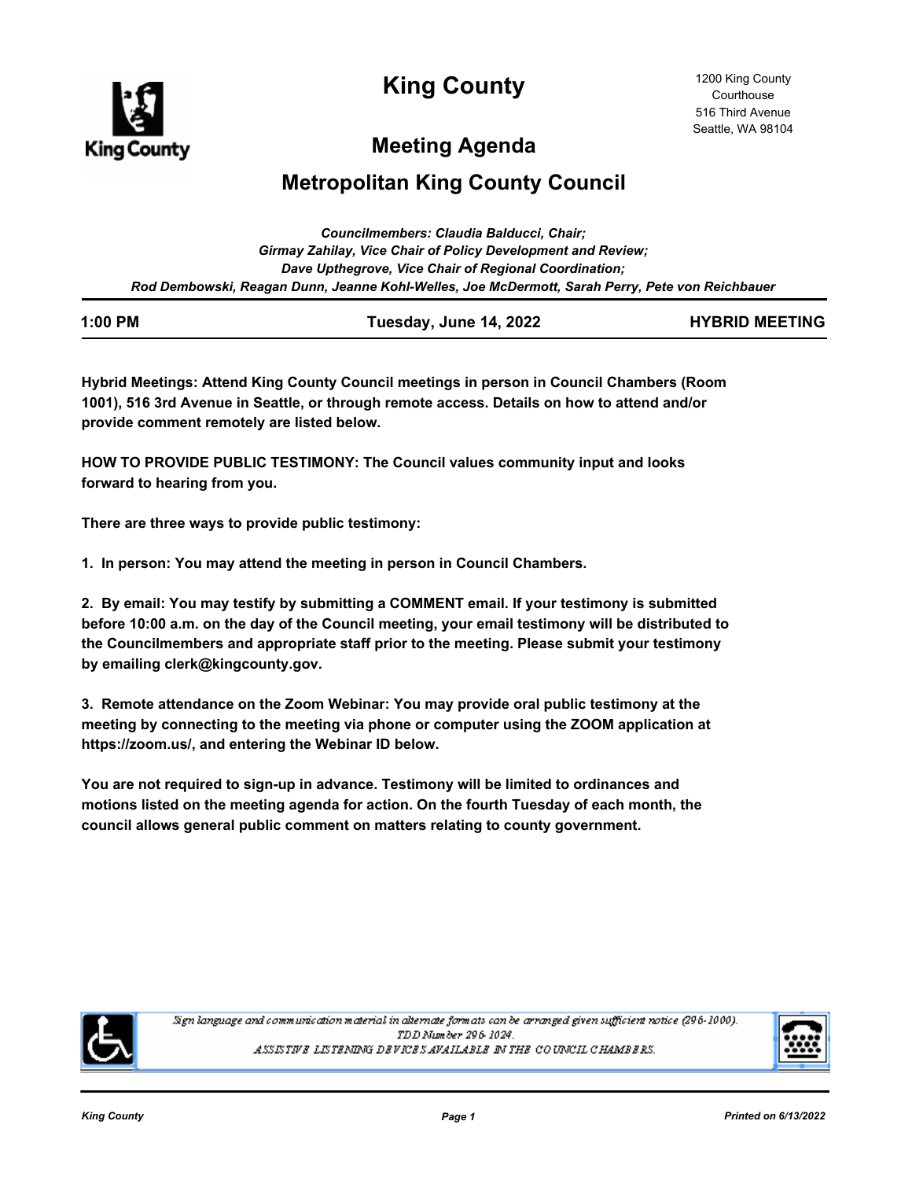# King County

1200 King County Courthouse
516 Third Avenue
Seattle, WA 98104

## Meeting Agenda

## Metropolitan King County Council

*Councilmembers: Claudia Balducci, Chair;*
*Girmay Zahilay, Vice Chair of Policy Development and Review;*
*Dave Upthegrove, Vice Chair of Regional Coordination;*
*Rod Dembowski, Reagan Dunn, Jeanne Kohl-Welles, Joe McDermott, Sarah Perry, Pete von Reichbauer*

**1:00 PM** **Tuesday, June 14, 2022** **HYBRID MEETING**

**Hybrid Meetings: Attend King County Council meetings in person in Council Chambers (Room 1001), 516 3rd Avenue in Seattle, or through remote access. Details on how to attend and/or provide comment remotely are listed below.**

**HOW TO PROVIDE PUBLIC TESTIMONY: The Council values community input and looks forward to hearing from you.**

**There are three ways to provide public testimony:**

**1. In person: You may attend the meeting in person in Council Chambers.**

**2. By email: You may testify by submitting a COMMENT email. If your testimony is submitted before 10:00 a.m. on the day of the Council meeting, your email testimony will be distributed to the Councilmembers and appropriate staff prior to the meeting. Please submit your testimony by emailing clerk@kingcounty.gov.**

**3. Remote attendance on the Zoom Webinar: You may provide oral public testimony at the meeting by connecting to the meeting via phone or computer using the ZOOM application at https://zoom.us/, and entering the Webinar ID below.**

**You are not required to sign-up in advance. Testimony will be limited to ordinances and motions listed on the meeting agenda for action. On the fourth Tuesday of each month, the council allows general public comment on matters relating to county government.**

*Sign language and communication material in alternate formats can be arranged given sufficient notice (296-1000).*
*TDD Number 296-1024.*
*ASSISTIVE LISTENING DEVICES AVAILABLE IN THE COUNCIL CHAMBERS.*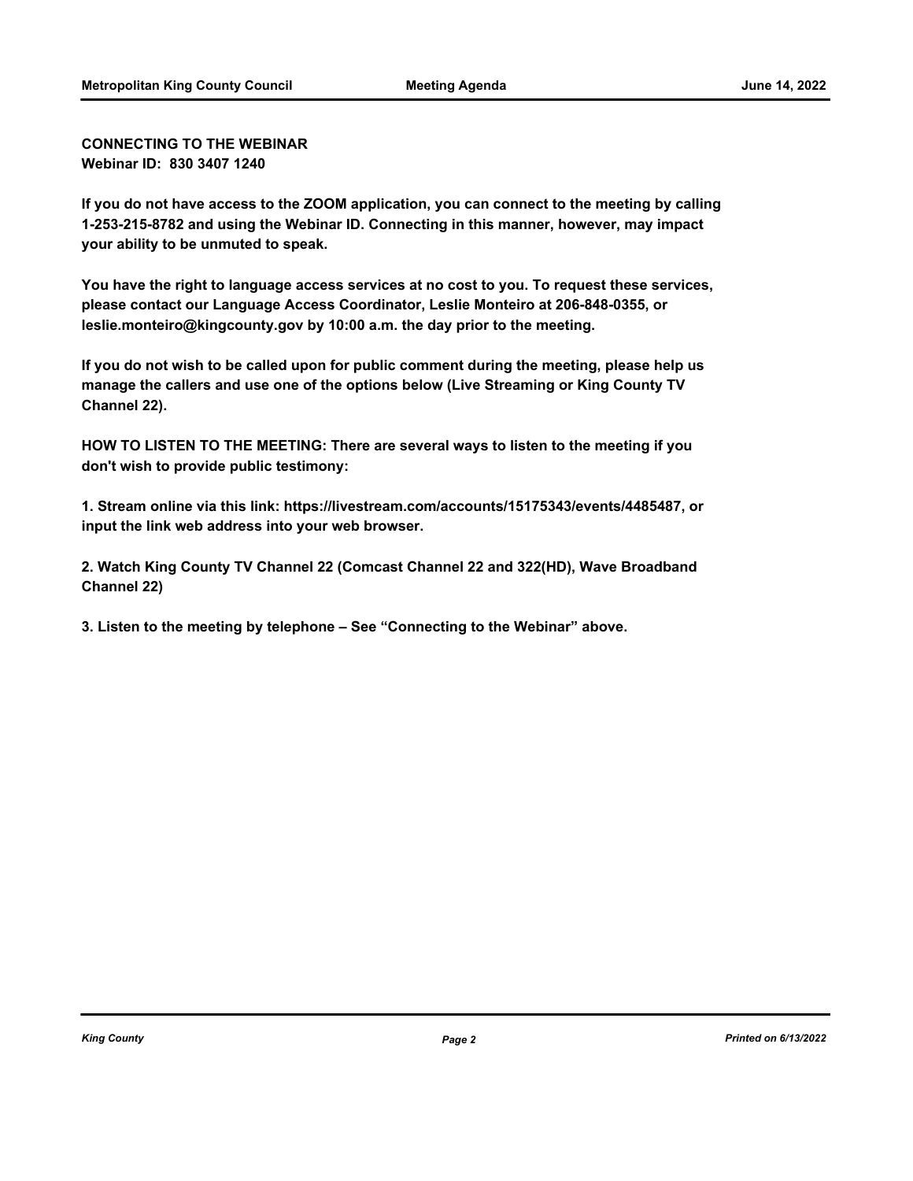**CONNECTING TO THE WEBINAR**
**Webinar ID: 830 3407 1240**

**If you do not have access to the ZOOM application, you can connect to the meeting by calling 1-253-215-8782 and using the Webinar ID. Connecting in this manner, however, may impact your ability to be unmuted to speak.**

**You have the right to language access services at no cost to you. To request these services, please contact our Language Access Coordinator, Leslie Monteiro at 206-848-0355, or leslie.monteiro@kingcounty.gov by 10:00 a.m. the day prior to the meeting.**

**If you do not wish to be called upon for public comment during the meeting, please help us manage the callers and use one of the options below (Live Streaming or King County TV Channel 22).**

**HOW TO LISTEN TO THE MEETING: There are several ways to listen to the meeting if you don't wish to provide public testimony:**

**1. Stream online via this link: https://livestream.com/accounts/15175343/events/4485487, or input the link web address into your web browser.**

**2. Watch King County TV Channel 22 (Comcast Channel 22 and 322(HD), Wave Broadband Channel 22)**

**3. Listen to the meeting by telephone – See "Connecting to the Webinar" above.**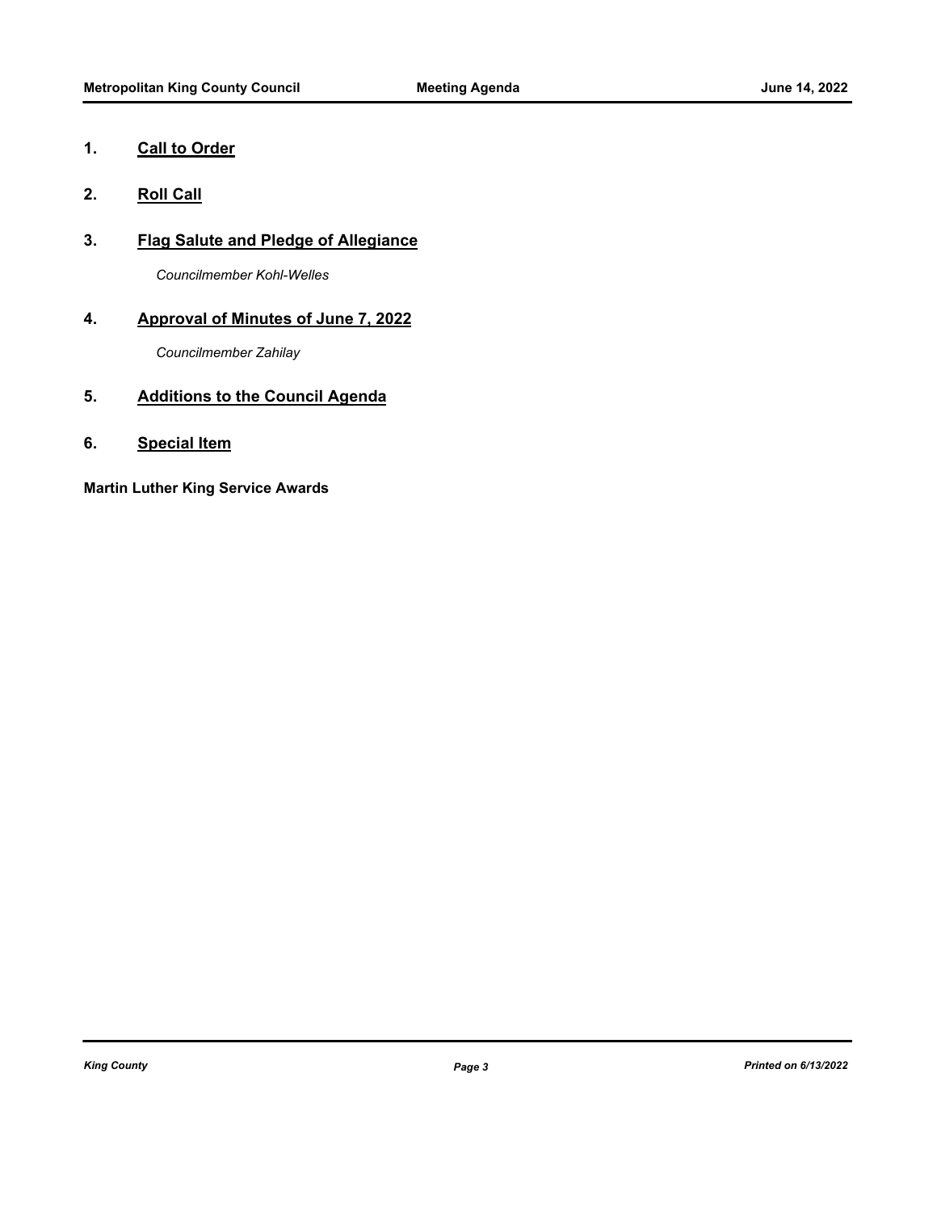## 1. Call to Order

## 2. Roll Call

## 3. Flag Salute and Pledge of Allegiance

*Councilmember Kohl-Welles*

## 4. Approval of Minutes of June 7, 2022

*Councilmember Zahilay*

## 5. Additions to the Council Agenda

## 6. Special Item

**Martin Luther King Service Awards**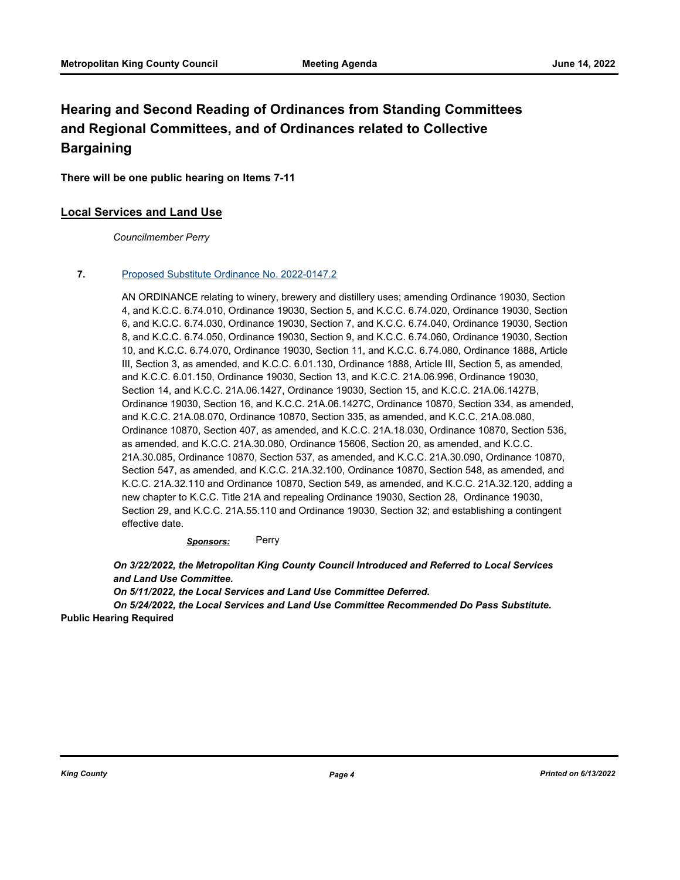## Hearing and Second Reading of Ordinances from Standing Committees and Regional Committees, and of Ordinances related to Collective Bargaining

**There will be one public hearing on Items 7-11**

### Local Services and Land Use

*Councilmember Perry*

**7.** Proposed Substitute Ordinance No. 2022-0147.2

AN ORDINANCE relating to winery, brewery and distillery uses; amending Ordinance 19030, Section 4, and K.C.C. 6.74.010, Ordinance 19030, Section 5, and K.C.C. 6.74.020, Ordinance 19030, Section 6, and K.C.C. 6.74.030, Ordinance 19030, Section 7, and K.C.C. 6.74.040, Ordinance 19030, Section 8, and K.C.C. 6.74.050, Ordinance 19030, Section 9, and K.C.C. 6.74.060, Ordinance 19030, Section 10, and K.C.C. 6.74.070, Ordinance 19030, Section 11, and K.C.C. 6.74.080, Ordinance 1888, Article III, Section 3, as amended, and K.C.C. 6.01.130, Ordinance 1888, Article III, Section 5, as amended, and K.C.C. 6.01.150, Ordinance 19030, Section 13, and K.C.C. 21A.06.996, Ordinance 19030, Section 14, and K.C.C. 21A.06.1427, Ordinance 19030, Section 15, and K.C.C. 21A.06.1427B, Ordinance 19030, Section 16, and K.C.C. 21A.06.1427C, Ordinance 10870, Section 334, as amended, and K.C.C. 21A.08.070, Ordinance 10870, Section 335, as amended, and K.C.C. 21A.08.080, Ordinance 10870, Section 407, as amended, and K.C.C. 21A.18.030, Ordinance 10870, Section 536, as amended, and K.C.C. 21A.30.080, Ordinance 15606, Section 20, as amended, and K.C.C. 21A.30.085, Ordinance 10870, Section 537, as amended, and K.C.C. 21A.30.090, Ordinance 10870, Section 547, as amended, and K.C.C. 21A.32.100, Ordinance 10870, Section 548, as amended, and K.C.C. 21A.32.110 and Ordinance 10870, Section 549, as amended, and K.C.C. 21A.32.120, adding a new chapter to K.C.C. Title 21A and repealing Ordinance 19030, Section 28, Ordinance 19030, Section 29, and K.C.C. 21A.55.110 and Ordinance 19030, Section 32; and establishing a contingent effective date.

***Sponsors:*** Perry

***On 3/22/2022, the Metropolitan King County Council Introduced and Referred to Local Services and Land Use Committee.***

***On 5/11/2022, the Local Services and Land Use Committee Deferred.***

***On 5/24/2022, the Local Services and Land Use Committee Recommended Do Pass Substitute.***

**Public Hearing Required**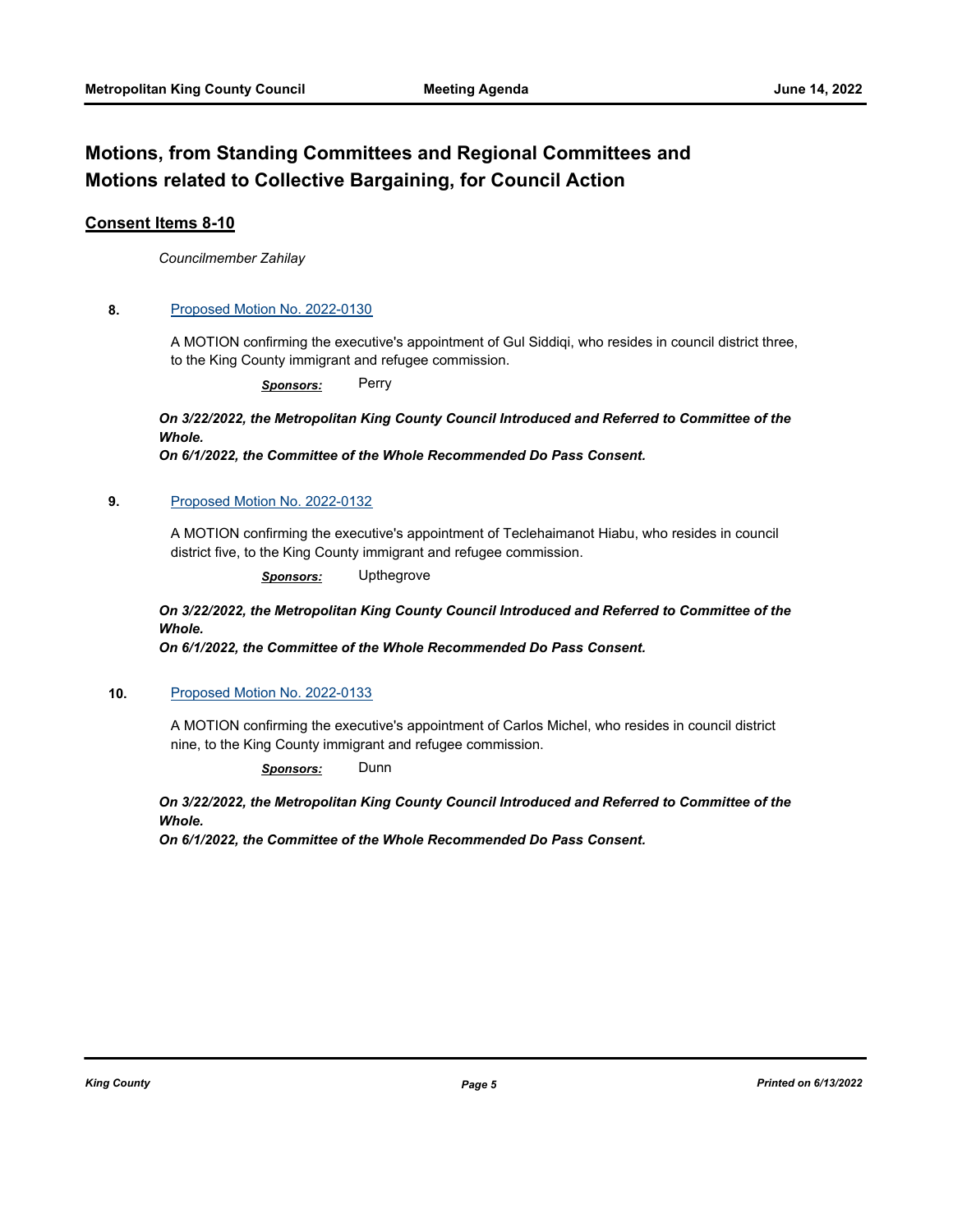## Motions, from Standing Committees and Regional Committees and Motions related to Collective Bargaining, for Council Action

### Consent Items 8-10

*Councilmember Zahilay*

**8.** Proposed Motion No. 2022-0130

A MOTION confirming the executive's appointment of Gul Siddiqi, who resides in council district three, to the King County immigrant and refugee commission.

***Sponsors:*** Perry

***On 3/22/2022, the Metropolitan King County Council Introduced and Referred to Committee of the Whole.***
***On 6/1/2022, the Committee of the Whole Recommended Do Pass Consent.***

**9.** Proposed Motion No. 2022-0132

A MOTION confirming the executive's appointment of Teclehaimanot Hiabu, who resides in council district five, to the King County immigrant and refugee commission.

***Sponsors:*** Upthegrove

***On 3/22/2022, the Metropolitan King County Council Introduced and Referred to Committee of the Whole.***
***On 6/1/2022, the Committee of the Whole Recommended Do Pass Consent.***

**10.** Proposed Motion No. 2022-0133

A MOTION confirming the executive's appointment of Carlos Michel, who resides in council district nine, to the King County immigrant and refugee commission.

***Sponsors:*** Dunn

***On 3/22/2022, the Metropolitan King County Council Introduced and Referred to Committee of the Whole.***
***On 6/1/2022, the Committee of the Whole Recommended Do Pass Consent.***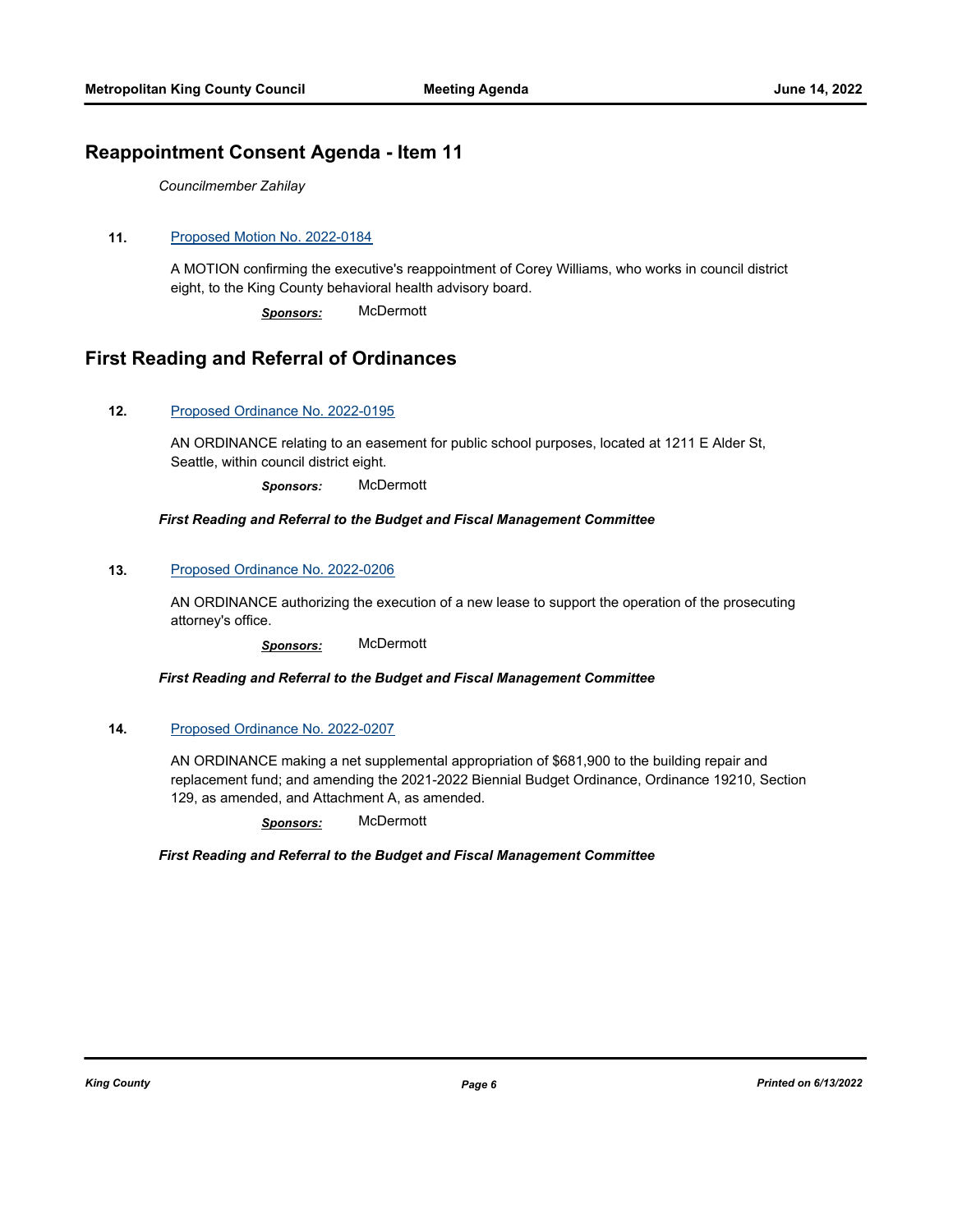## Reappointment Consent Agenda - Item 11

*Councilmember Zahilay*

**11.** Proposed Motion No. 2022-0184

A MOTION confirming the executive's reappointment of Corey Williams, who works in council district eight, to the King County behavioral health advisory board.

***Sponsors:*** McDermott

## First Reading and Referral of Ordinances

**12.** Proposed Ordinance No. 2022-0195

AN ORDINANCE relating to an easement for public school purposes, located at 1211 E Alder St, Seattle, within council district eight.

***Sponsors:*** McDermott

***First Reading and Referral to the Budget and Fiscal Management Committee***

**13.** Proposed Ordinance No. 2022-0206

AN ORDINANCE authorizing the execution of a new lease to support the operation of the prosecuting attorney's office.

***Sponsors:*** McDermott

***First Reading and Referral to the Budget and Fiscal Management Committee***

**14.** Proposed Ordinance No. 2022-0207

AN ORDINANCE making a net supplemental appropriation of $681,900 to the building repair and replacement fund; and amending the 2021-2022 Biennial Budget Ordinance, Ordinance 19210, Section 129, as amended, and Attachment A, as amended.

***Sponsors:*** McDermott

***First Reading and Referral to the Budget and Fiscal Management Committee***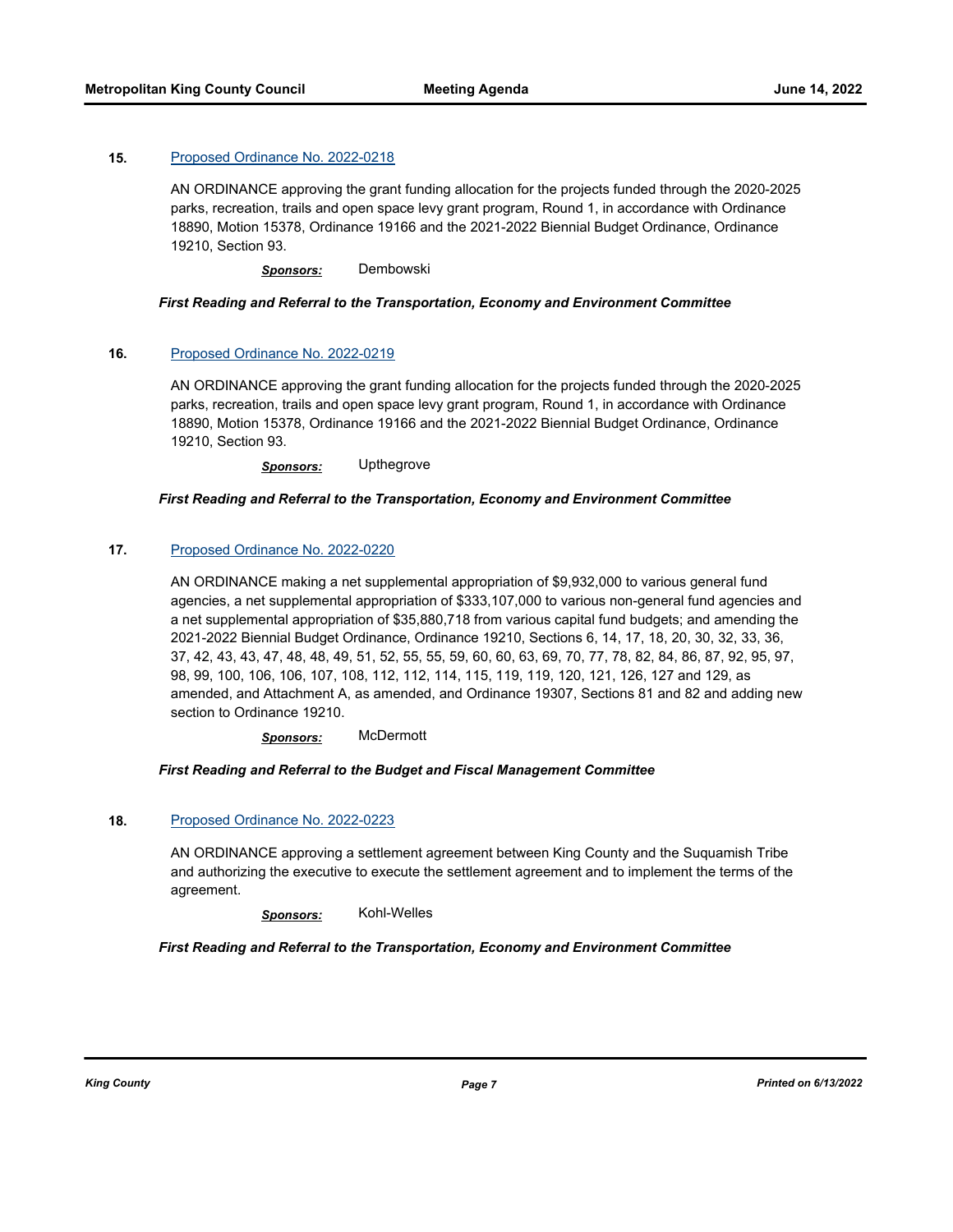**15.** Proposed Ordinance No. 2022-0218

AN ORDINANCE approving the grant funding allocation for the projects funded through the 2020-2025 parks, recreation, trails and open space levy grant program, Round 1, in accordance with Ordinance 18890, Motion 15378, Ordinance 19166 and the 2021-2022 Biennial Budget Ordinance, Ordinance 19210, Section 93.

***Sponsors:*** Dembowski

***First Reading and Referral to the Transportation, Economy and Environment Committee***

**16.** Proposed Ordinance No. 2022-0219

AN ORDINANCE approving the grant funding allocation for the projects funded through the 2020-2025 parks, recreation, trails and open space levy grant program, Round 1, in accordance with Ordinance 18890, Motion 15378, Ordinance 19166 and the 2021-2022 Biennial Budget Ordinance, Ordinance 19210, Section 93.

***Sponsors:*** Upthegrove

***First Reading and Referral to the Transportation, Economy and Environment Committee***

**17.** Proposed Ordinance No. 2022-0220

AN ORDINANCE making a net supplemental appropriation of $9,932,000 to various general fund agencies, a net supplemental appropriation of $333,107,000 to various non-general fund agencies and a net supplemental appropriation of $35,880,718 from various capital fund budgets; and amending the 2021-2022 Biennial Budget Ordinance, Ordinance 19210, Sections 6, 14, 17, 18, 20, 30, 32, 33, 36, 37, 42, 43, 43, 47, 48, 48, 49, 51, 52, 55, 55, 59, 60, 60, 63, 69, 70, 77, 78, 82, 84, 86, 87, 92, 95, 97, 98, 99, 100, 106, 106, 107, 108, 112, 112, 114, 115, 119, 119, 120, 121, 126, 127 and 129, as amended, and Attachment A, as amended, and Ordinance 19307, Sections 81 and 82 and adding new section to Ordinance 19210.

***Sponsors:*** McDermott

***First Reading and Referral to the Budget and Fiscal Management Committee***

**18.** Proposed Ordinance No. 2022-0223

AN ORDINANCE approving a settlement agreement between King County and the Suquamish Tribe and authorizing the executive to execute the settlement agreement and to implement the terms of the agreement.

***Sponsors:*** Kohl-Welles

***First Reading and Referral to the Transportation, Economy and Environment Committee***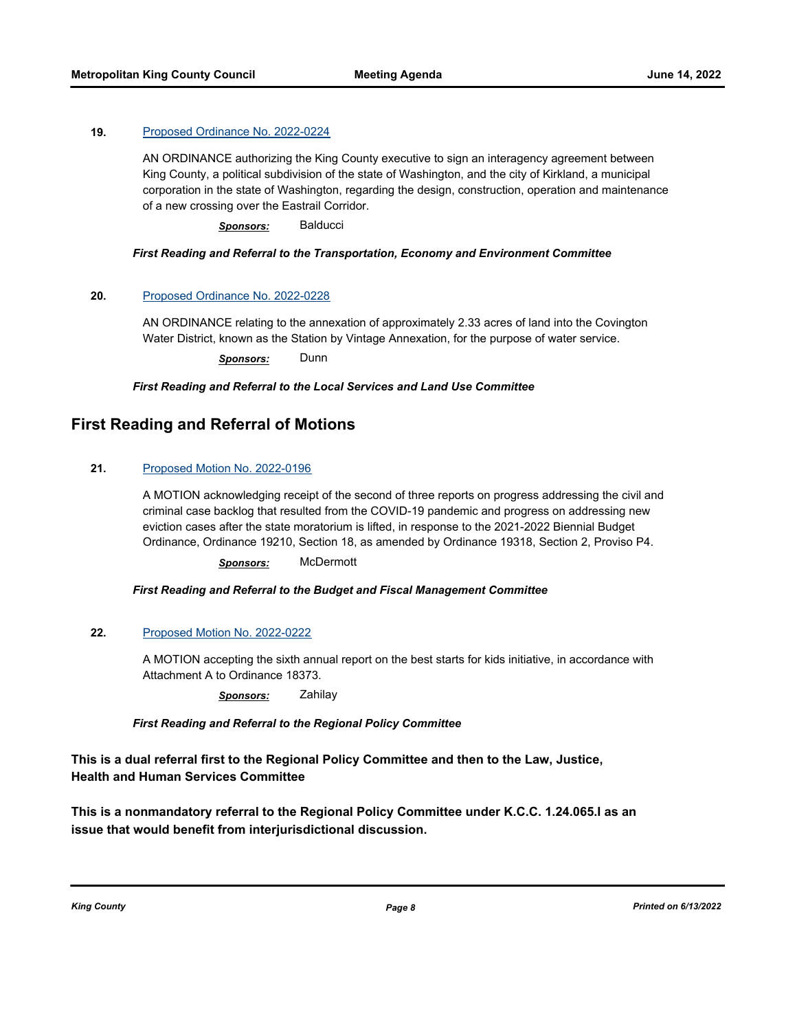**19.** [Proposed Ordinance No. 2022-0224]

AN ORDINANCE authorizing the King County executive to sign an interagency agreement between King County, a political subdivision of the state of Washington, and the city of Kirkland, a municipal corporation in the state of Washington, regarding the design, construction, operation and maintenance of a new crossing over the Eastrail Corridor.

***Sponsors:*** Balducci

***First Reading and Referral to the Transportation, Economy and Environment Committee***

**20.** [Proposed Ordinance No. 2022-0228]

AN ORDINANCE relating to the annexation of approximately 2.33 acres of land into the Covington Water District, known as the Station by Vintage Annexation, for the purpose of water service.

***Sponsors:*** Dunn

***First Reading and Referral to the Local Services and Land Use Committee***

## First Reading and Referral of Motions

**21.** [Proposed Motion No. 2022-0196]

A MOTION acknowledging receipt of the second of three reports on progress addressing the civil and criminal case backlog that resulted from the COVID-19 pandemic and progress on addressing new eviction cases after the state moratorium is lifted, in response to the 2021-2022 Biennial Budget Ordinance, Ordinance 19210, Section 18, as amended by Ordinance 19318, Section 2, Proviso P4.

***Sponsors:*** McDermott

***First Reading and Referral to the Budget and Fiscal Management Committee***

**22.** [Proposed Motion No. 2022-0222]

A MOTION accepting the sixth annual report on the best starts for kids initiative, in accordance with Attachment A to Ordinance 18373.

***Sponsors:*** Zahilay

***First Reading and Referral to the Regional Policy Committee***

**This is a dual referral first to the Regional Policy Committee and then to the Law, Justice, Health and Human Services Committee**

**This is a nonmandatory referral to the Regional Policy Committee under K.C.C. 1.24.065.I as an issue that would benefit from interjurisdictional discussion.**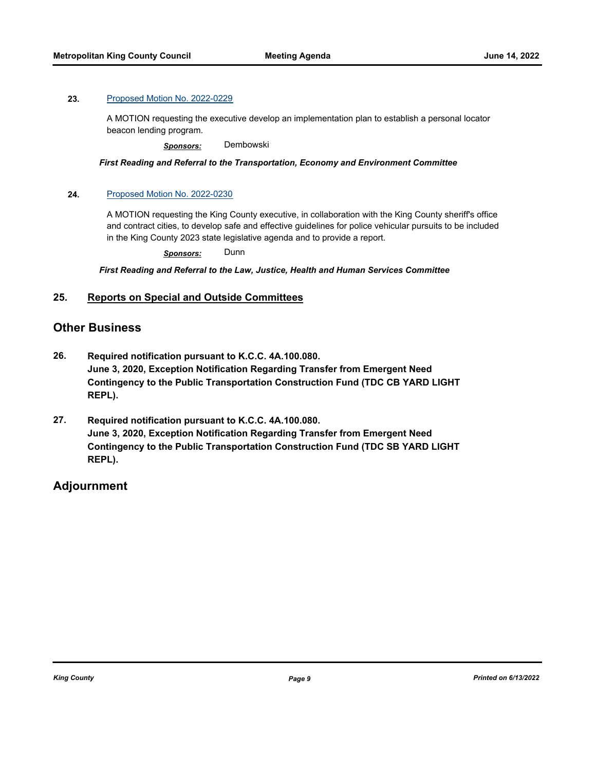**23.** [Proposed Motion No. 2022-0229]

A MOTION requesting the executive develop an implementation plan to establish a personal locator beacon lending program.

***Sponsors:*** Dembowski

***First Reading and Referral to the Transportation, Economy and Environment Committee***

**24.** [Proposed Motion No. 2022-0230]

A MOTION requesting the King County executive, in collaboration with the King County sheriff's office and contract cities, to develop safe and effective guidelines for police vehicular pursuits to be included in the King County 2023 state legislative agenda and to provide a report.

***Sponsors:*** Dunn

***First Reading and Referral to the Law, Justice, Health and Human Services Committee***

### 25. Reports on Special and Outside Committees

## Other Business

**26. Required notification pursuant to K.C.C. 4A.100.080.**
**June 3, 2020, Exception Notification Regarding Transfer from Emergent Need Contingency to the Public Transportation Construction Fund (TDC CB YARD LIGHT REPL).**

**27. Required notification pursuant to K.C.C. 4A.100.080.**
**June 3, 2020, Exception Notification Regarding Transfer from Emergent Need Contingency to the Public Transportation Construction Fund (TDC SB YARD LIGHT REPL).**

## Adjournment